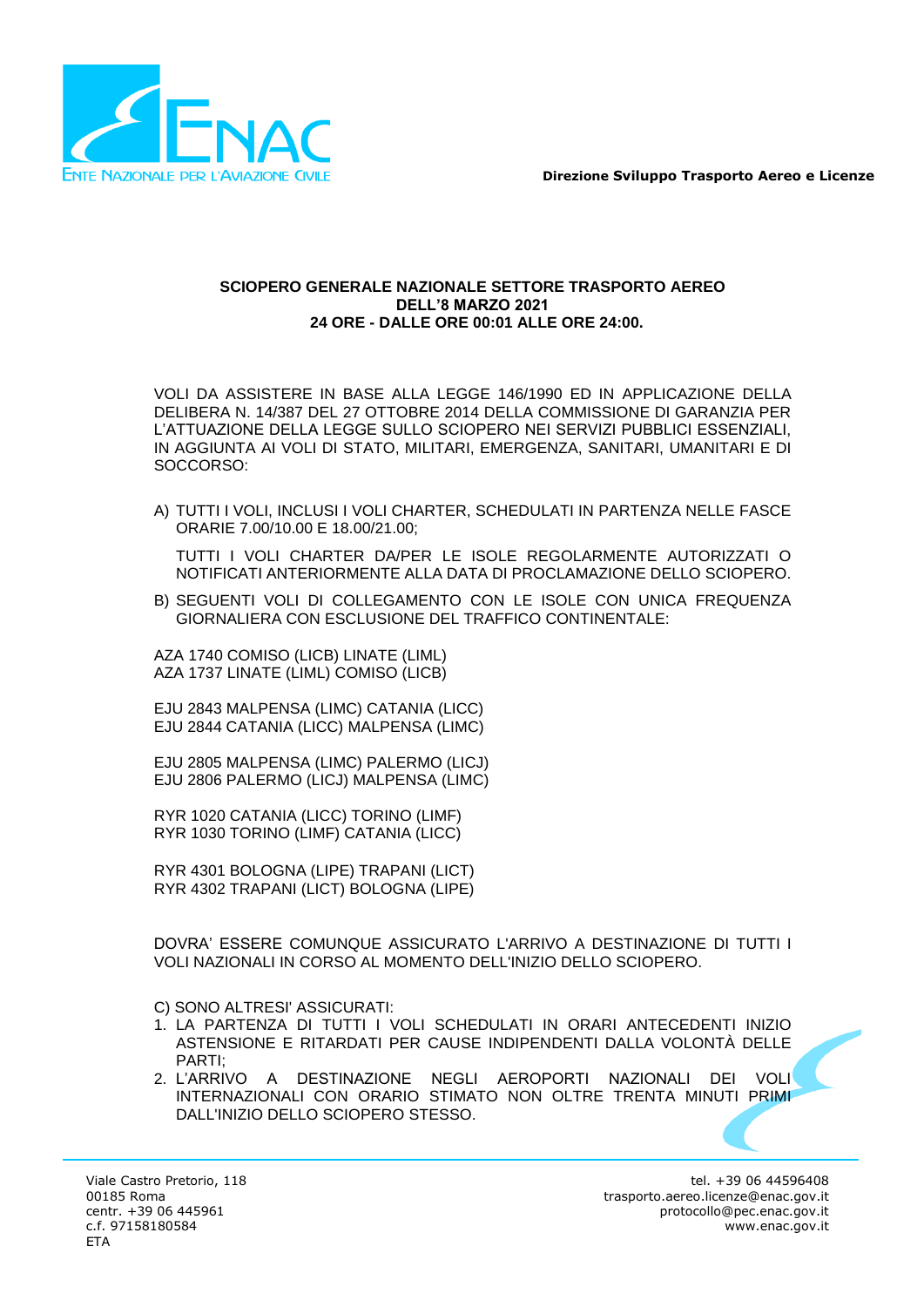**Direzione Sviluppo Trasporto Aereo e Licenze**

**SCIOPERO GENERALE NAZIONALE SETTORE TRASPORTO AEREO**
**DELL'8 MARZO 2021**
**24 ORE - DALLE ORE 00:01 ALLE ORE 24:00.**

VOLI DA ASSISTERE IN BASE ALLA LEGGE 146/1990 ED IN APPLICAZIONE DELLA DELIBERA N. 14/387 DEL 27 OTTOBRE 2014 DELLA COMMISSIONE DI GARANZIA PER L'ATTUAZIONE DELLA LEGGE SULLO SCIOPERO NEI SERVIZI PUBBLICI ESSENZIALI, IN AGGIUNTA AI VOLI DI STATO, MILITARI, EMERGENZA, SANITARI, UMANITARI E DI SOCCORSO:

A) TUTTI I VOLI, INCLUSI I VOLI CHARTER, SCHEDULATI IN PARTENZA NELLE FASCE ORARIE 7.00/10.00 E 18.00/21.00;

   TUTTI I VOLI CHARTER DA/PER LE ISOLE REGOLARMENTE AUTORIZZATI O NOTIFICATI ANTERIORMENTE ALLA DATA DI PROCLAMAZIONE DELLO SCIOPERO.

B) SEGUENTI VOLI DI COLLEGAMENTO CON LE ISOLE CON UNICA FREQUENZA GIORNALIERA CON ESCLUSIONE DEL TRAFFICO CONTINENTALE:

AZA 1740 COMISO (LICB) LINATE (LIML)
AZA 1737 LINATE (LIML) COMISO (LICB)

EJU 2843 MALPENSA (LIMC) CATANIA (LICC)
EJU 2844 CATANIA (LICC) MALPENSA (LIMC)

EJU 2805 MALPENSA (LIMC) PALERMO (LICJ)
EJU 2806 PALERMO (LICJ) MALPENSA (LIMC)

RYR 1020 CATANIA (LICC) TORINO (LIMF)
RYR 1030 TORINO (LIMF) CATANIA (LICC)

RYR 4301 BOLOGNA (LIPE) TRAPANI (LICT)
RYR 4302 TRAPANI (LICT) BOLOGNA (LIPE)

DOVRA' ESSERE COMUNQUE ASSICURATO L'ARRIVO A DESTINAZIONE DI TUTTI I VOLI NAZIONALI IN CORSO AL MOMENTO DELL'INIZIO DELLO SCIOPERO.

C) SONO ALTRESI' ASSICURATI:

1. LA PARTENZA DI TUTTI I VOLI SCHEDULATI IN ORARI ANTECEDENTI INIZIO ASTENSIONE E RITARDATI PER CAUSE INDIPENDENTI DALLA VOLONTÀ DELLE PARTI;
2. L'ARRIVO A DESTINAZIONE NEGLI AEROPORTI NAZIONALI DEI VOLI INTERNAZIONALI CON ORARIO STIMATO NON OLTRE TRENTA MINUTI PRIMI DALL'INIZIO DELLO SCIOPERO STESSO.

Viale Castro Pretorio, 118
00185 Roma
centr. +39 06 445961
c.f. 97158180584
ETA

tel. +39 06 44596408
trasporto.aereo.licenze@enac.gov.it
protocollo@pec.enac.gov.it
www.enac.gov.it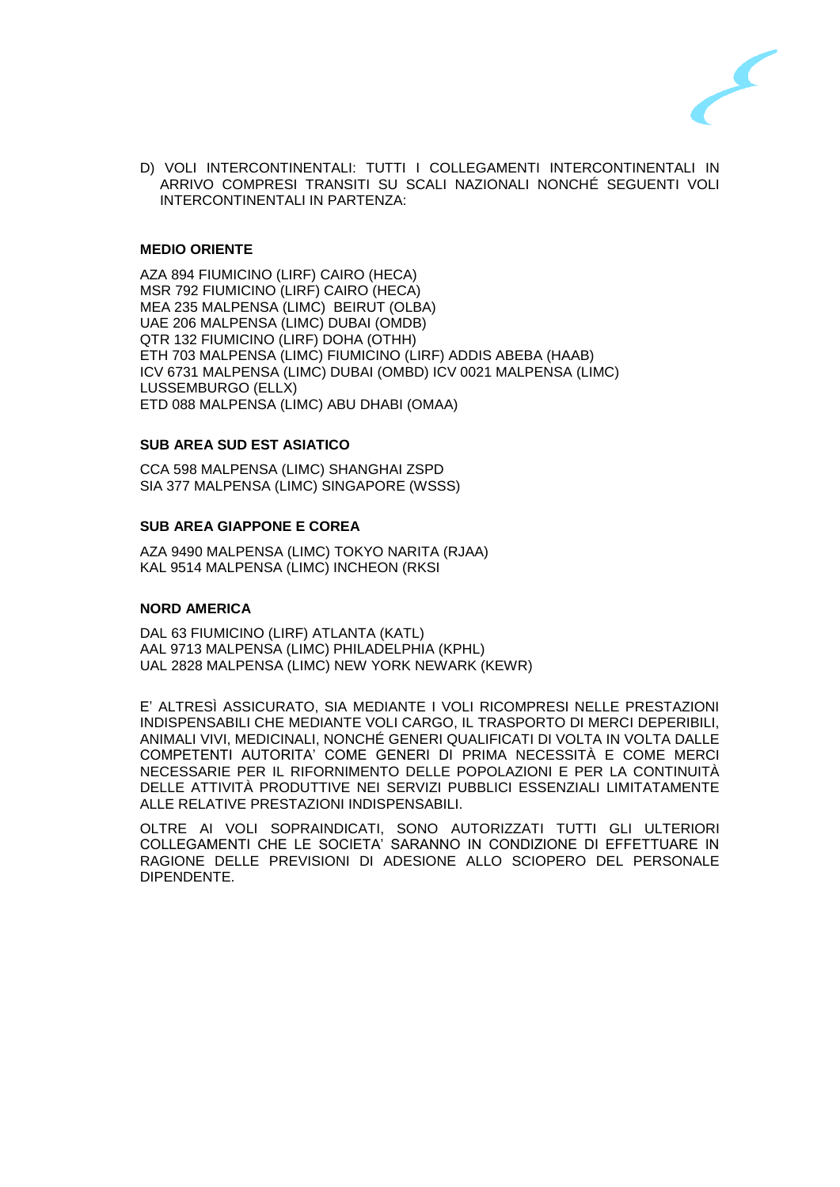D) VOLI INTERCONTINENTALI: TUTTI I COLLEGAMENTI INTERCONTINENTALI IN ARRIVO COMPRESI TRANSITI SU SCALI NAZIONALI NONCHÉ SEGUENTI VOLI INTERCONTINENTALI IN PARTENZA:

**MEDIO ORIENTE**

AZA 894 FIUMICINO (LIRF) CAIRO (HECA)
MSR 792 FIUMICINO (LIRF) CAIRO (HECA)
MEA 235 MALPENSA (LIMC) BEIRUT (OLBA)
UAE 206 MALPENSA (LIMC) DUBAI (OMDB)
QTR 132 FIUMICINO (LIRF) DOHA (OTHH)
ETH 703 MALPENSA (LIMC) FIUMICINO (LIRF) ADDIS ABEBA (HAAB)
ICV 6731 MALPENSA (LIMC) DUBAI (OMBD) ICV 0021 MALPENSA (LIMC) LUSSEMBURGO (ELLX)
ETD 088 MALPENSA (LIMC) ABU DHABI (OMAA)

**SUB AREA SUD EST ASIATICO**

CCA 598 MALPENSA (LIMC) SHANGHAI ZSPD
SIA 377 MALPENSA (LIMC) SINGAPORE (WSSS)

**SUB AREA GIAPPONE E COREA**

AZA 9490 MALPENSA (LIMC) TOKYO NARITA (RJAA)
KAL 9514 MALPENSA (LIMC) INCHEON (RKSI

**NORD AMERICA**

DAL 63 FIUMICINO (LIRF) ATLANTA (KATL)
AAL 9713 MALPENSA (LIMC) PHILADELPHIA (KPHL)
UAL 2828 MALPENSA (LIMC) NEW YORK NEWARK (KEWR)

E' ALTRESÌ ASSICURATO, SIA MEDIANTE I VOLI RICOMPRESI NELLE PRESTAZIONI INDISPENSABILI CHE MEDIANTE VOLI CARGO, IL TRASPORTO DI MERCI DEPERIBILI, ANIMALI VIVI, MEDICINALI, NONCHÉ GENERI QUALIFICATI DI VOLTA IN VOLTA DALLE COMPETENTI AUTORITA' COME GENERI DI PRIMA NECESSITÀ E COME MERCI NECESSARIE PER IL RIFORNIMENTO DELLE POPOLAZIONI E PER LA CONTINUITÀ DELLE ATTIVITÀ PRODUTTIVE NEI SERVIZI PUBBLICI ESSENZIALI LIMITATAMENTE ALLE RELATIVE PRESTAZIONI INDISPENSABILI.

OLTRE AI VOLI SOPRAINDICATI, SONO AUTORIZZATI TUTTI GLI ULTERIORI COLLEGAMENTI CHE LE SOCIETA' SARANNO IN CONDIZIONE DI EFFETTUARE IN RAGIONE DELLE PREVISIONI DI ADESIONE ALLO SCIOPERO DEL PERSONALE DIPENDENTE.